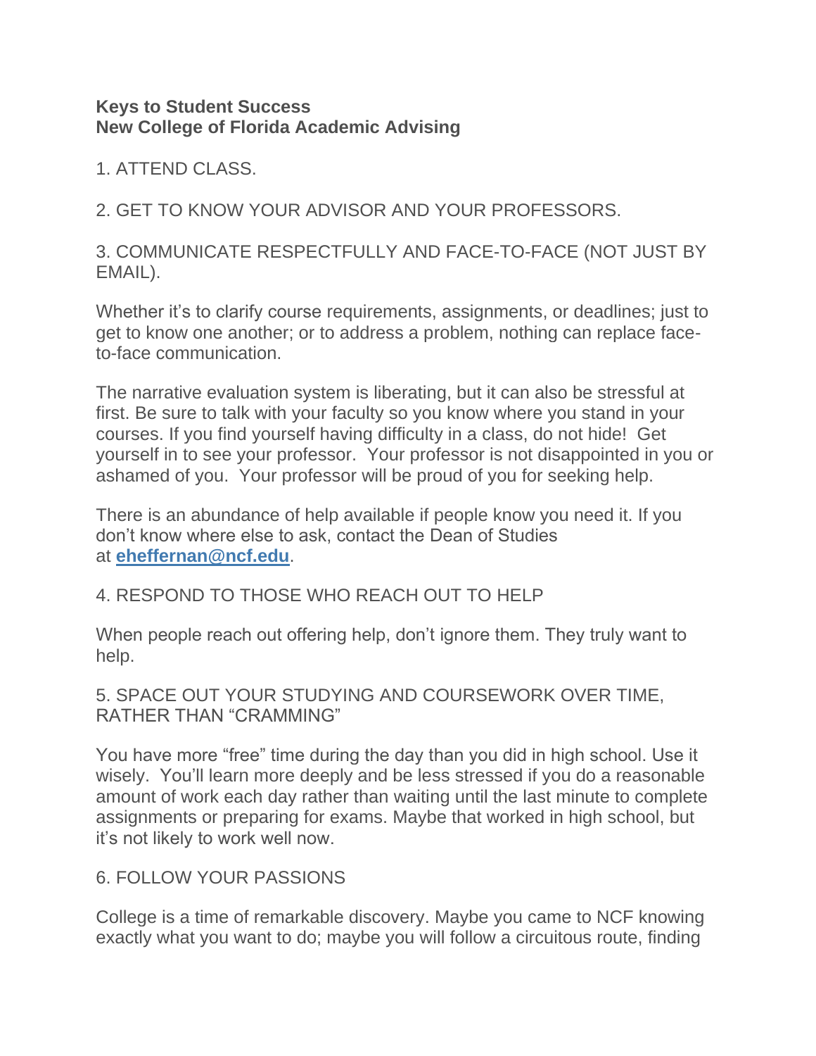**Keys to Student Success**
**New College of Florida Academic Advising**

1. ATTEND CLASS.

2. GET TO KNOW YOUR ADVISOR AND YOUR PROFESSORS.

3. COMMUNICATE RESPECTFULLY AND FACE-TO-FACE (NOT JUST BY EMAIL).

Whether it's to clarify course requirements, assignments, or deadlines; just to get to know one another; or to address a problem, nothing can replace face-to-face communication.

The narrative evaluation system is liberating, but it can also be stressful at first. Be sure to talk with your faculty so you know where you stand in your courses. If you find yourself having difficulty in a class, do not hide! Get yourself in to see your professor. Your professor is not disappointed in you or ashamed of you. Your professor will be proud of you for seeking help.

There is an abundance of help available if people know you need it. If you don't know where else to ask, contact the Dean of Studies at **eheffernan@ncf.edu**.

4. RESPOND TO THOSE WHO REACH OUT TO HELP

When people reach out offering help, don't ignore them. They truly want to help.

5. SPACE OUT YOUR STUDYING AND COURSEWORK OVER TIME, RATHER THAN "CRAMMING"

You have more "free" time during the day than you did in high school. Use it wisely. You'll learn more deeply and be less stressed if you do a reasonable amount of work each day rather than waiting until the last minute to complete assignments or preparing for exams. Maybe that worked in high school, but it's not likely to work well now.

6. FOLLOW YOUR PASSIONS

College is a time of remarkable discovery. Maybe you came to NCF knowing exactly what you want to do; maybe you will follow a circuitous route, finding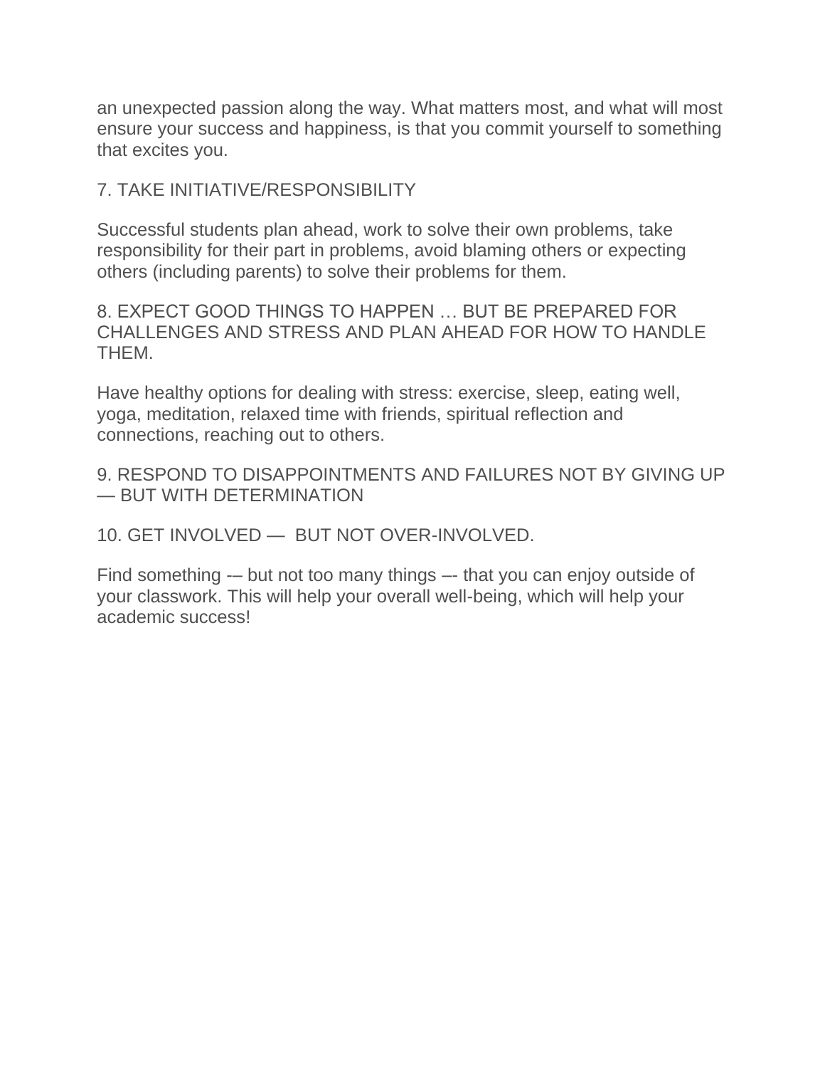an unexpected passion along the way. What matters most, and what will most ensure your success and happiness, is that you commit yourself to something that excites you.

## 7. TAKE INITIATIVE/RESPONSIBILITY

Successful students plan ahead, work to solve their own problems, take responsibility for their part in problems, avoid blaming others or expecting others (including parents) to solve their problems for them.

## 8. EXPECT GOOD THINGS TO HAPPEN … BUT BE PREPARED FOR CHALLENGES AND STRESS AND PLAN AHEAD FOR HOW TO HANDLE THEM.

Have healthy options for dealing with stress: exercise, sleep, eating well, yoga, meditation, relaxed time with friends, spiritual reflection and connections, reaching out to others.

## 9. RESPOND TO DISAPPOINTMENTS AND FAILURES NOT BY GIVING UP — BUT WITH DETERMINATION

## 10. GET INVOLVED — BUT NOT OVER-INVOLVED.

Find something -– but not too many things –- that you can enjoy outside of your classwork. This will help your overall well-being, which will help your academic success!